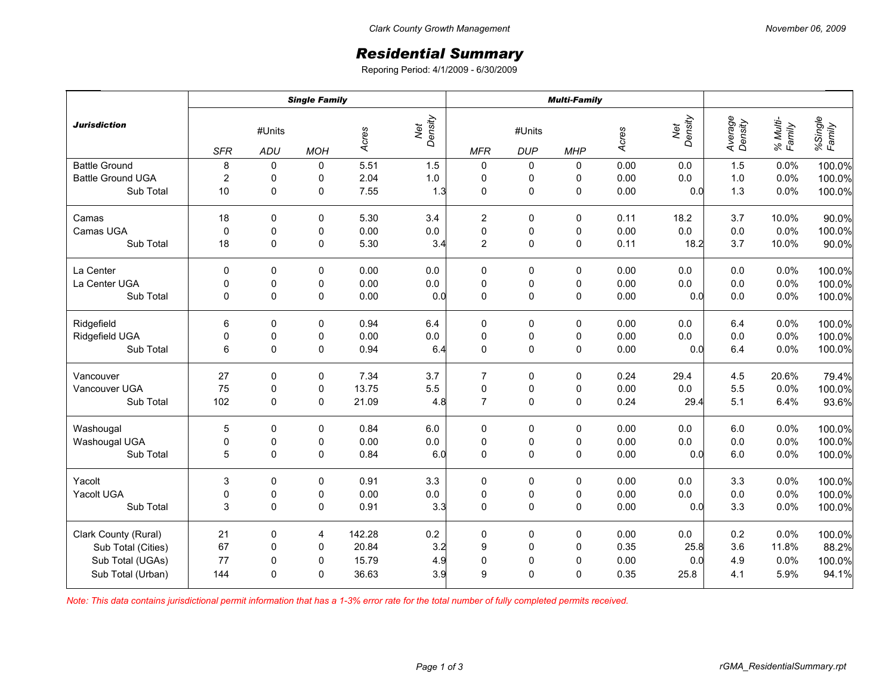Clark County Growth Management

November 06, 2009

# *Residential Summary*

Reporing Period: 4/1/2009 - 6/30/2009

| ***Jurisdiction*** | ***Single Family*** | | | | | ***Multi-Family*** | | | | | | | |
|---|---|---|---|---|---|---|---|---|---|---|---|---|---|
| | #Units | | | *Acres* | *Net Density* | #Units | | | *Acres* | *Net Density* | *Average Density* | *% Multi-Family* | *%Single Family* |
| | *SFR* | *ADU* | *MOH* | | | *MFR* | *DUP* | *MHP* | | | | | |
| Battle Ground | 8 | 0 | 0 | 5.51 | 1.5 | 0 | 0 | 0 | 0.00 | 0.0 | 1.5 | 0.0% | 100.0% |
| Battle Ground UGA | 2 | 0 | 0 | 2.04 | 1.0 | 0 | 0 | 0 | 0.00 | 0.0 | 1.0 | 0.0% | 100.0% |
| Sub Total | 10 | 0 | 0 | 7.55 | 1.3 | 0 | 0 | 0 | 0.00 | 0.0 | 1.3 | 0.0% | 100.0% |
| Camas | 18 | 0 | 0 | 5.30 | 3.4 | 2 | 0 | 0 | 0.11 | 18.2 | 3.7 | 10.0% | 90.0% |
| Camas UGA | 0 | 0 | 0 | 0.00 | 0.0 | 0 | 0 | 0 | 0.00 | 0.0 | 0.0 | 0.0% | 100.0% |
| Sub Total | 18 | 0 | 0 | 5.30 | 3.4 | 2 | 0 | 0 | 0.11 | 18.2 | 3.7 | 10.0% | 90.0% |
| La Center | 0 | 0 | 0 | 0.00 | 0.0 | 0 | 0 | 0 | 0.00 | 0.0 | 0.0 | 0.0% | 100.0% |
| La Center UGA | 0 | 0 | 0 | 0.00 | 0.0 | 0 | 0 | 0 | 0.00 | 0.0 | 0.0 | 0.0% | 100.0% |
| Sub Total | 0 | 0 | 0 | 0.00 | 0.0 | 0 | 0 | 0 | 0.00 | 0.0 | 0.0 | 0.0% | 100.0% |
| Ridgefield | 6 | 0 | 0 | 0.94 | 6.4 | 0 | 0 | 0 | 0.00 | 0.0 | 6.4 | 0.0% | 100.0% |
| Ridgefield UGA | 0 | 0 | 0 | 0.00 | 0.0 | 0 | 0 | 0 | 0.00 | 0.0 | 0.0 | 0.0% | 100.0% |
| Sub Total | 6 | 0 | 0 | 0.94 | 6.4 | 0 | 0 | 0 | 0.00 | 0.0 | 6.4 | 0.0% | 100.0% |
| Vancouver | 27 | 0 | 0 | 7.34 | 3.7 | 7 | 0 | 0 | 0.24 | 29.4 | 4.5 | 20.6% | 79.4% |
| Vancouver UGA | 75 | 0 | 0 | 13.75 | 5.5 | 0 | 0 | 0 | 0.00 | 0.0 | 5.5 | 0.0% | 100.0% |
| Sub Total | 102 | 0 | 0 | 21.09 | 4.8 | 7 | 0 | 0 | 0.24 | 29.4 | 5.1 | 6.4% | 93.6% |
| Washougal | 5 | 0 | 0 | 0.84 | 6.0 | 0 | 0 | 0 | 0.00 | 0.0 | 6.0 | 0.0% | 100.0% |
| Washougal UGA | 0 | 0 | 0 | 0.00 | 0.0 | 0 | 0 | 0 | 0.00 | 0.0 | 0.0 | 0.0% | 100.0% |
| Sub Total | 5 | 0 | 0 | 0.84 | 6.0 | 0 | 0 | 0 | 0.00 | 0.0 | 6.0 | 0.0% | 100.0% |
| Yacolt | 3 | 0 | 0 | 0.91 | 3.3 | 0 | 0 | 0 | 0.00 | 0.0 | 3.3 | 0.0% | 100.0% |
| Yacolt UGA | 0 | 0 | 0 | 0.00 | 0.0 | 0 | 0 | 0 | 0.00 | 0.0 | 0.0 | 0.0% | 100.0% |
| Sub Total | 3 | 0 | 0 | 0.91 | 3.3 | 0 | 0 | 0 | 0.00 | 0.0 | 3.3 | 0.0% | 100.0% |
| Clark County (Rural) | 21 | 0 | 4 | 142.28 | 0.2 | 0 | 0 | 0 | 0.00 | 0.0 | 0.2 | 0.0% | 100.0% |
| Sub Total (Cities) | 67 | 0 | 0 | 20.84 | 3.2 | 9 | 0 | 0 | 0.35 | 25.8 | 3.6 | 11.8% | 88.2% |
| Sub Total (UGAs) | 77 | 0 | 0 | 15.79 | 4.9 | 0 | 0 | 0 | 0.00 | 0.0 | 4.9 | 0.0% | 100.0% |
| Sub Total (Urban) | 144 | 0 | 0 | 36.63 | 3.9 | 9 | 0 | 0 | 0.35 | 25.8 | 4.1 | 5.9% | 94.1% |

*Note: This data contains jurisdictional permit information that has a 1-3% error rate for the total number of fully completed permits received.*

rGMA_ResidentialSummary.rpt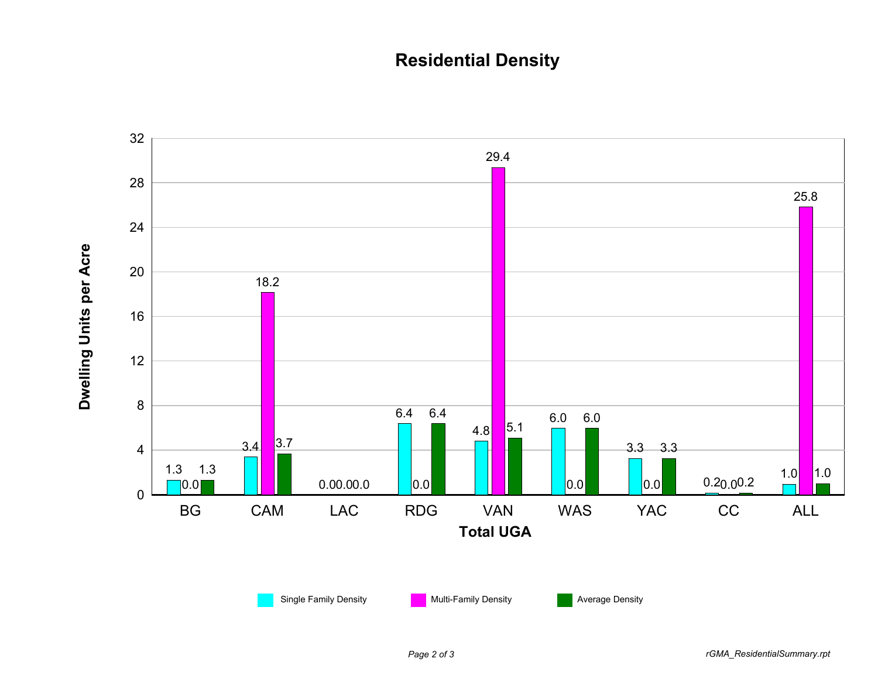# Residential Density

| Total UGA | Single Family Density | Multi-Family Density | Average Density |
|---|---|---|---|
| BG | 1.3 | 0.0 | 1.3 |
| CAM | 3.4 | 18.2 | 3.7 |
| LAC | 0.0 | 0.0 | 0.0 |
| RDG | 6.4 | 0.0 | 6.4 |
| VAN | 4.8 | 29.4 | 5.1 |
| WAS | 6.0 | 0.0 | 6.0 |
| YAC | 3.3 | 0.0 | 3.3 |
| CC | 0.2 | 0.0 | 0.2 |
| ALL | 1.0 | 25.8 | 1.0 |

Dwelling Units per Acre

rGMA_ResidentialSummary.rpt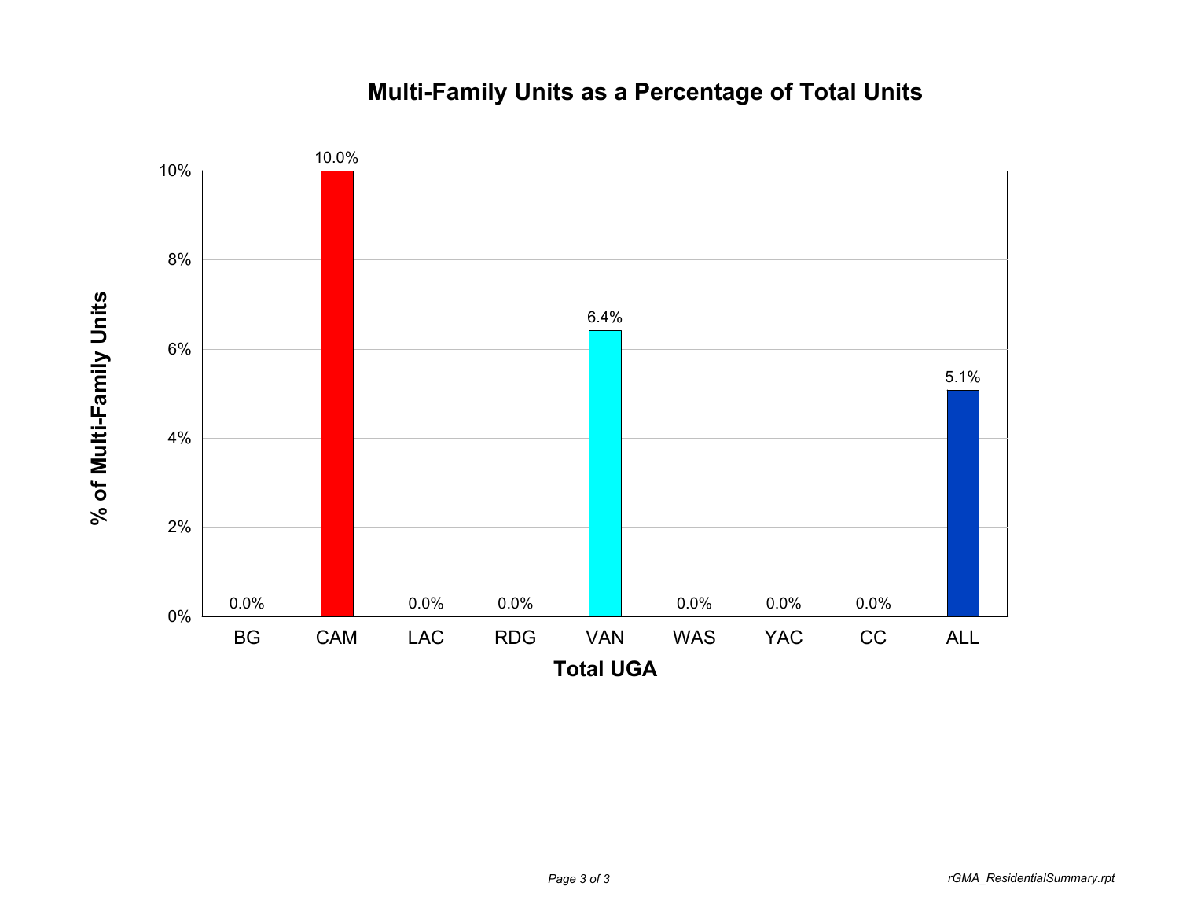## Multi-Family Units as a Percentage of Total Units

% of Multi-Family Units

10%
8%
6%
4%
2%
0%

0.0%
10.0%
0.0%
0.0%
6.4%
0.0%
0.0%
0.0%
5.1%

BG
CAM
LAC
RDG
VAN
WAS
YAC
CC
ALL

Total UGA

rGMA_ResidentialSummary.rpt